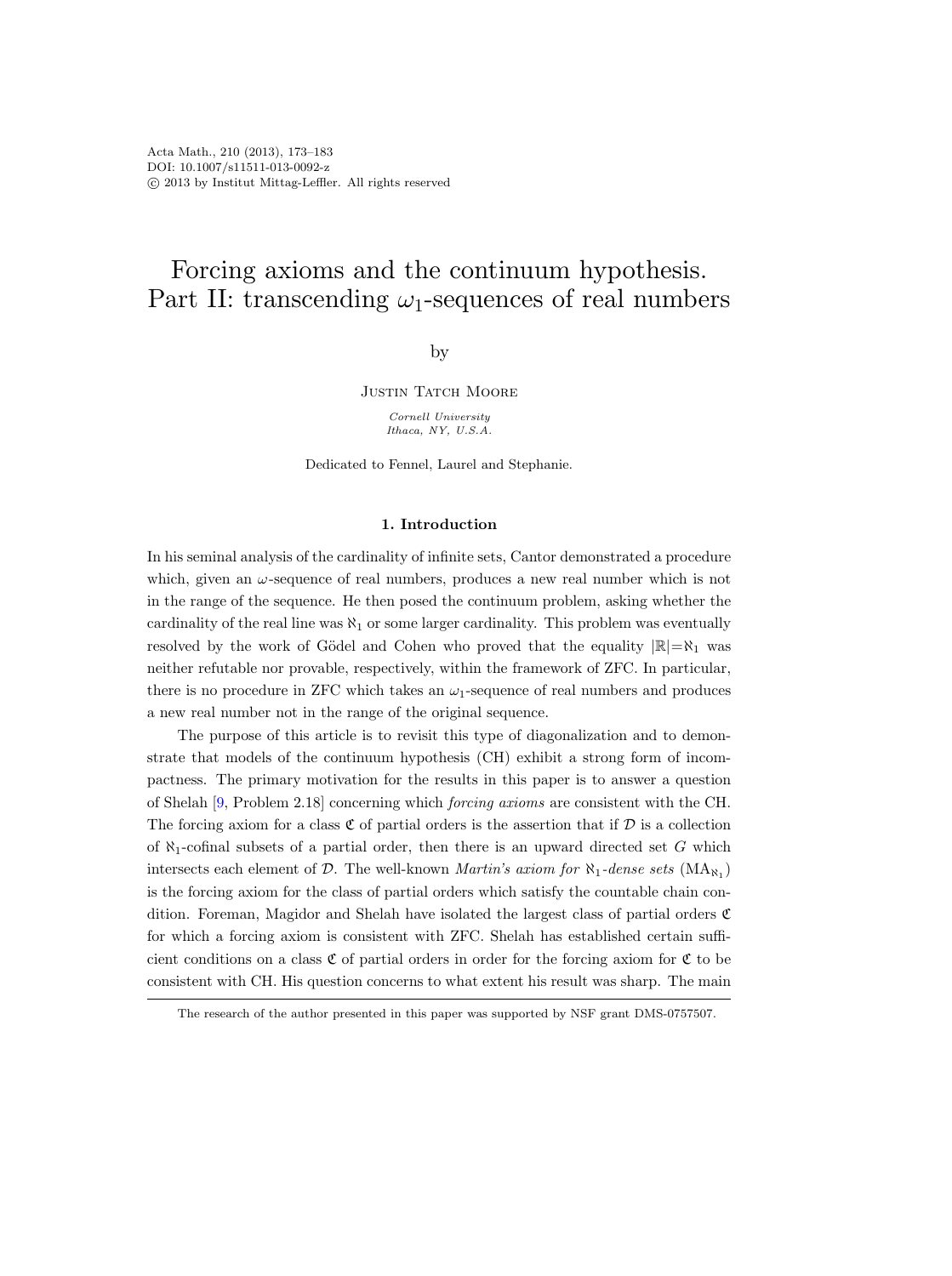# Forcing axioms and the continuum hypothesis. Part II: transcending $\omega_1$-sequences of real numbers

by

Justin Tatch Moore

*Cornell University*
*Ithaca, NY, U.S.A.*

Dedicated to Fennel, Laurel and Stephanie.

## 1. Introduction

In his seminal analysis of the cardinality of infinite sets, Cantor demonstrated a procedure which, given an $\omega$-sequence of real numbers, produces a new real number which is not in the range of the sequence. He then posed the continuum problem, asking whether the cardinality of the real line was $\aleph_1$ or some larger cardinality. This problem was eventually resolved by the work of Gödel and Cohen who proved that the equality $|\mathbb{R}|=\aleph_1$ was neither refutable nor provable, respectively, within the framework of ZFC. In particular, there is no procedure in ZFC which takes an $\omega_1$-sequence of real numbers and produces a new real number not in the range of the original sequence.

The purpose of this article is to revisit this type of diagonalization and to demonstrate that models of the continuum hypothesis (CH) exhibit a strong form of incompactness. The primary motivation for the results in this paper is to answer a question of Shelah [9, Problem 2.18] concerning which *forcing axioms* are consistent with the CH. The forcing axiom for a class $\mathfrak{C}$ of partial orders is the assertion that if $\mathcal{D}$ is a collection of $\aleph_1$-cofinal subsets of a partial order, then there is an upward directed set $G$ which intersects each element of $\mathcal{D}$. The well-known *Martin's axiom for $\aleph_1$-dense sets* ($\mathrm{MA}_{\aleph_1}$) is the forcing axiom for the class of partial orders which satisfy the countable chain condition. Foreman, Magidor and Shelah have isolated the largest class of partial orders $\mathfrak{C}$ for which a forcing axiom is consistent with ZFC. Shelah has established certain sufficient conditions on a class $\mathfrak{C}$ of partial orders in order for the forcing axiom for $\mathfrak{C}$ to be consistent with CH. His question concerns to what extent his result was sharp. The main

The research of the author presented in this paper was supported by NSF grant DMS-0757507.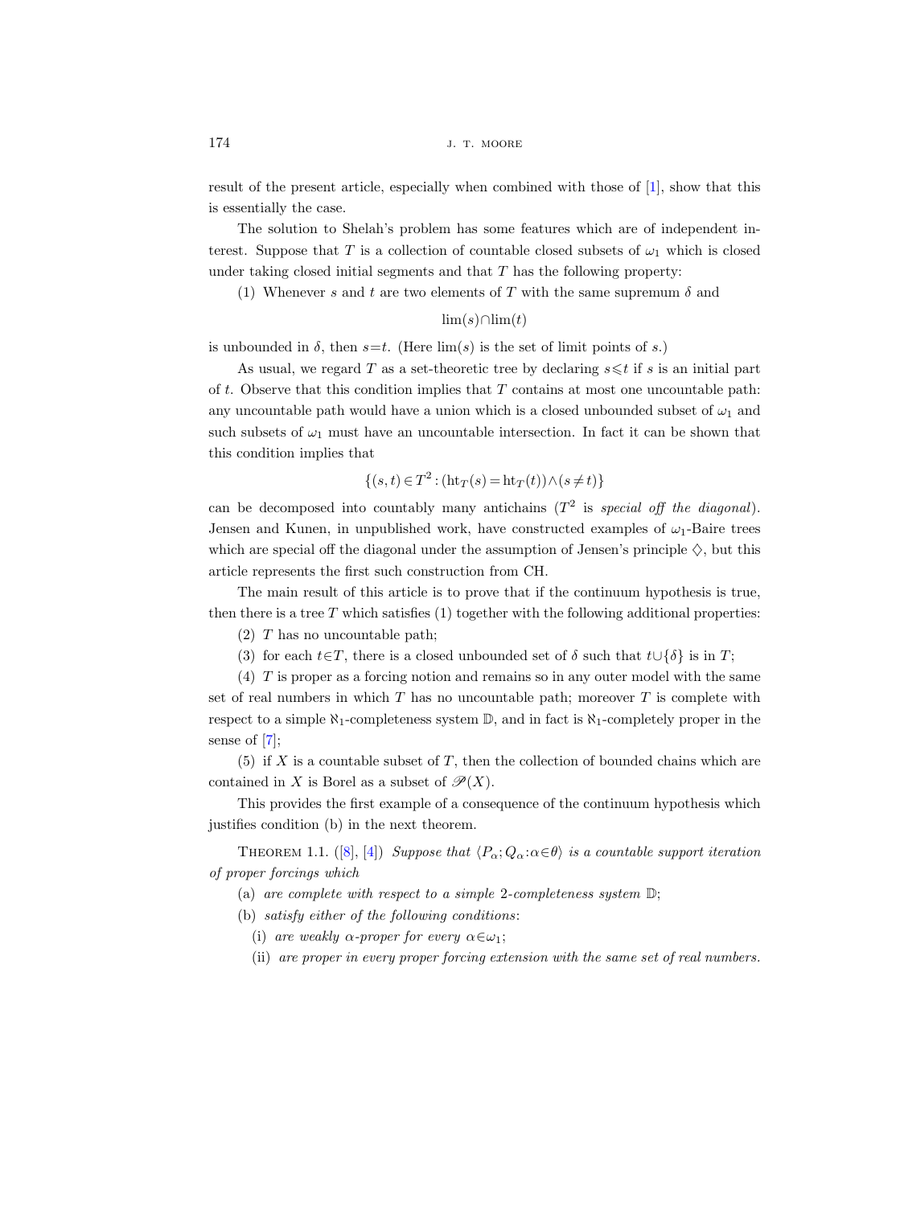result of the present article, especially when combined with those of [1], show that this is essentially the case.

The solution to Shelah's problem has some features which are of independent interest. Suppose that $T$ is a collection of countable closed subsets of $\omega_1$ which is closed under taking closed initial segments and that $T$ has the following property:

(1) Whenever $s$ and $t$ are two elements of $T$ with the same supremum $\delta$ and

$$\lim(s)\cap\lim(t)$$

is unbounded in $\delta$, then $s=t$. (Here $\lim(s)$ is the set of limit points of $s$.)

As usual, we regard $T$ as a set-theoretic tree by declaring $s\leqslant t$ if $s$ is an initial part of $t$. Observe that this condition implies that $T$ contains at most one uncountable path: any uncountable path would have a union which is a closed unbounded subset of $\omega_1$ and such subsets of $\omega_1$ must have an uncountable intersection. In fact it can be shown that this condition implies that

$$\{(s,t)\in T^2 : (\mathrm{ht}_T(s)=\mathrm{ht}_T(t))\wedge(s\neq t)\}$$

can be decomposed into countably many antichains ($T^2$ is *special off the diagonal*). Jensen and Kunen, in unpublished work, have constructed examples of $\omega_1$-Baire trees which are special off the diagonal under the assumption of Jensen's principle $\diamondsuit$, but this article represents the first such construction from CH.

The main result of this article is to prove that if the continuum hypothesis is true, then there is a tree $T$ which satisfies (1) together with the following additional properties:

(2) $T$ has no uncountable path;

(3) for each $t\in T$, there is a closed unbounded set of $\delta$ such that $t\cup\{\delta\}$ is in $T$;

(4) $T$ is proper as a forcing notion and remains so in any outer model with the same set of real numbers in which $T$ has no uncountable path; moreover $T$ is complete with respect to a simple $\aleph_1$-completeness system $\mathbb{D}$, and in fact is $\aleph_1$-completely proper in the sense of [7];

(5) if $X$ is a countable subset of $T$, then the collection of bounded chains which are contained in $X$ is Borel as a subset of $\mathscr{P}(X)$.

This provides the first example of a consequence of the continuum hypothesis which justifies condition (b) in the next theorem.

Theorem 1.1. ([8], [4]) *Suppose that $\langle P_\alpha; Q_\alpha : \alpha\in\theta\rangle$ is a countable support iteration of proper forcings which*

(a) *are complete with respect to a simple 2-completeness system $\mathbb{D}$;*

(b) *satisfy either of the following conditions:*

(i) *are weakly $\alpha$-proper for every $\alpha\in\omega_1$;*

(ii) *are proper in every proper forcing extension with the same set of real numbers.*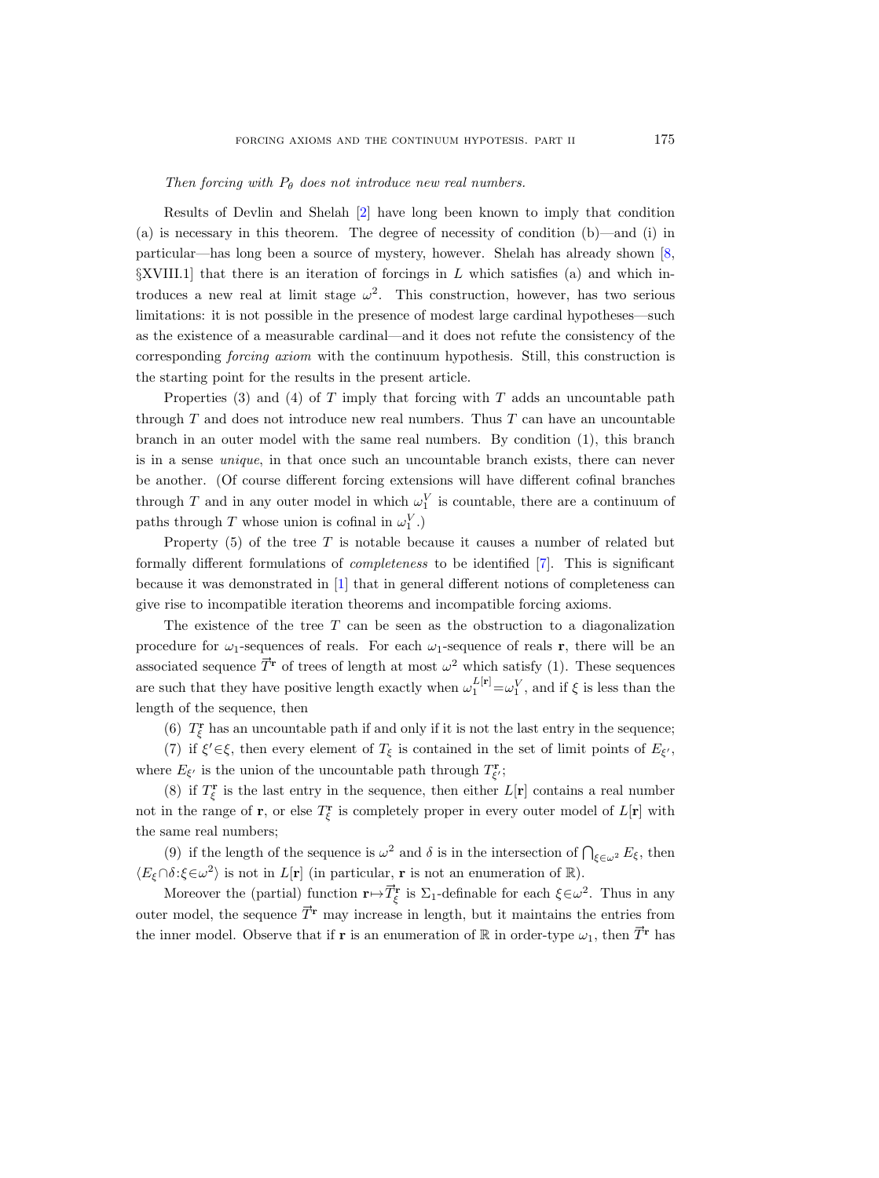*Then forcing with $P_\theta$ does not introduce new real numbers.*

Results of Devlin and Shelah [2] have long been known to imply that condition (a) is necessary in this theorem. The degree of necessity of condition (b)—and (i) in particular—has long been a source of mystery, however. Shelah has already shown [8, §XVIII.1] that there is an iteration of forcings in $L$ which satisfies (a) and which introduces a new real at limit stage $\omega^2$. This construction, however, has two serious limitations: it is not possible in the presence of modest large cardinal hypotheses—such as the existence of a measurable cardinal—and it does not refute the consistency of the corresponding *forcing axiom* with the continuum hypothesis. Still, this construction is the starting point for the results in the present article.

Properties (3) and (4) of $T$ imply that forcing with $T$ adds an uncountable path through $T$ and does not introduce new real numbers. Thus $T$ can have an uncountable branch in an outer model with the same real numbers. By condition (1), this branch is in a sense *unique*, in that once such an uncountable branch exists, there can never be another. (Of course different forcing extensions will have different cofinal branches through $T$ and in any outer model in which $\omega_1^V$ is countable, there are a continuum of paths through $T$ whose union is cofinal in $\omega_1^V$.)

Property (5) of the tree $T$ is notable because it causes a number of related but formally different formulations of *completeness* to be identified [7]. This is significant because it was demonstrated in [1] that in general different notions of completeness can give rise to incompatible iteration theorems and incompatible forcing axioms.

The existence of the tree $T$ can be seen as the obstruction to a diagonalization procedure for $\omega_1$-sequences of reals. For each $\omega_1$-sequence of reals $\mathbf{r}$, there will be an associated sequence $\vec{T}^{\mathbf{r}}$ of trees of length at most $\omega^2$ which satisfy (1). These sequences are such that they have positive length exactly when $\omega_1^{L[\mathbf{r}]}=\omega_1^V$, and if $\xi$ is less than the length of the sequence, then

(6) $T^{\mathbf{r}}_\xi$ has an uncountable path if and only if it is not the last entry in the sequence;

(7) if $\xi' \in \xi$, then every element of $T_\xi$ is contained in the set of limit points of $E_{\xi'}$, where $E_{\xi'}$ is the union of the uncountable path through $T^{\mathbf{r}}_{\xi'}$;

(8) if $T^{\mathbf{r}}_\xi$ is the last entry in the sequence, then either $L[\mathbf{r}]$ contains a real number not in the range of $\mathbf{r}$, or else $T^{\mathbf{r}}_\xi$ is completely proper in every outer model of $L[\mathbf{r}]$ with the same real numbers;

(9) if the length of the sequence is $\omega^2$ and $\delta$ is in the intersection of $\bigcap_{\xi \in \omega^2} E_\xi$, then $\langle E_\xi \cap \delta : \xi \in \omega^2 \rangle$ is not in $L[\mathbf{r}]$ (in particular, $\mathbf{r}$ is not an enumeration of $\mathbb{R}$).

Moreover the (partial) function $\mathbf{r} \mapsto \vec{T}^{\mathbf{r}}_\xi$ is $\Sigma_1$-definable for each $\xi \in \omega^2$. Thus in any outer model, the sequence $\vec{T}^{\mathbf{r}}$ may increase in length, but it maintains the entries from the inner model. Observe that if $\mathbf{r}$ is an enumeration of $\mathbb{R}$ in order-type $\omega_1$, then $\vec{T}^{\mathbf{r}}$ has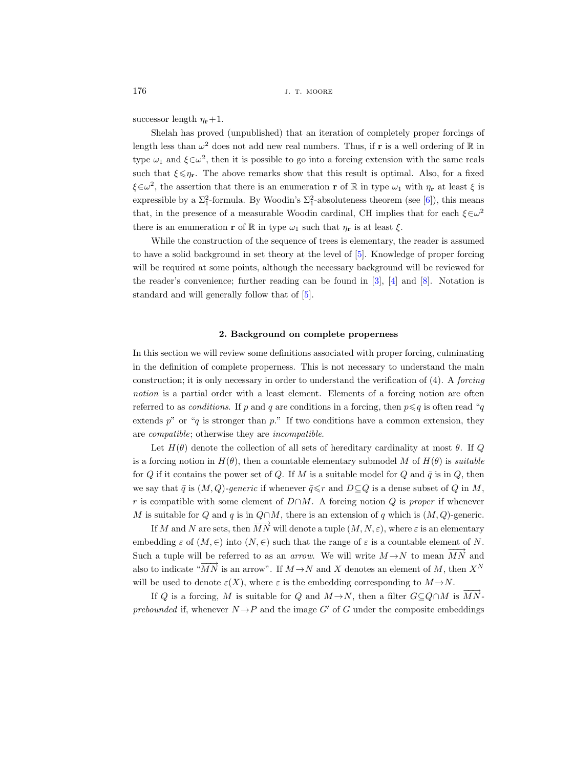successor length $\eta_{\mathbf{r}}+1$.

Shelah has proved (unpublished) that an iteration of completely proper forcings of length less than $\omega^2$ does not add new real numbers. Thus, if $\mathbf{r}$ is a well ordering of $\mathbb{R}$ in type $\omega_1$ and $\xi \in \omega^2$, then it is possible to go into a forcing extension with the same reals such that $\xi \leqslant \eta_{\mathbf{r}}$. The above remarks show that this result is optimal. Also, for a fixed $\xi \in \omega^2$, the assertion that there is an enumeration $\mathbf{r}$ of $\mathbb{R}$ in type $\omega_1$ with $\eta_{\mathbf{r}}$ at least $\xi$ is expressible by a $\Sigma_1^2$-formula. By Woodin's $\Sigma_1^2$-absoluteness theorem (see [6]), this means that, in the presence of a measurable Woodin cardinal, CH implies that for each $\xi \in \omega^2$ there is an enumeration $\mathbf{r}$ of $\mathbb{R}$ in type $\omega_1$ such that $\eta_{\mathbf{r}}$ is at least $\xi$.

While the construction of the sequence of trees is elementary, the reader is assumed to have a solid background in set theory at the level of [5]. Knowledge of proper forcing will be required at some points, although the necessary background will be reviewed for the reader's convenience; further reading can be found in [3], [4] and [8]. Notation is standard and will generally follow that of [5].

## 2. Background on complete properness

In this section we will review some definitions associated with proper forcing, culminating in the definition of complete properness. This is not necessary to understand the main construction; it is only necessary in order to understand the verification of (4). A *forcing notion* is a partial order with a least element. Elements of a forcing notion are often referred to as *conditions*. If $p$ and $q$ are conditions in a forcing, then $p \leqslant q$ is often read "$q$ extends $p$" or "$q$ is stronger than $p$." If two conditions have a common extension, they are *compatible*; otherwise they are *incompatible*.

Let $H(\theta)$ denote the collection of all sets of hereditary cardinality at most $\theta$. If $Q$ is a forcing notion in $H(\theta)$, then a countable elementary submodel $M$ of $H(\theta)$ is *suitable* for $Q$ if it contains the power set of $Q$. If $M$ is a suitable model for $Q$ and $\bar{q}$ is in $Q$, then we say that $\bar{q}$ is $(M,Q)$*-generic* if whenever $\bar{q} \leqslant r$ and $D \subseteq Q$ is a dense subset of $Q$ in $M$, $r$ is compatible with some element of $D \cap M$. A forcing notion $Q$ is *proper* if whenever $M$ is suitable for $Q$ and $q$ is in $Q \cap M$, there is an extension of $q$ which is $(M,Q)$-generic.

If $M$ and $N$ are sets, then $\overrightarrow{MN}$ will denote a tuple $(M,N,\varepsilon)$, where $\varepsilon$ is an elementary embedding $\varepsilon$ of $(M,\in)$ into $(N,\in)$ such that the range of $\varepsilon$ is a countable element of $N$. Such a tuple will be referred to as an *arrow*. We will write $M \to N$ to mean $\overrightarrow{MN}$ and also to indicate "$\overrightarrow{MN}$ is an arrow". If $M \to N$ and $X$ denotes an element of $M$, then $X^N$ will be used to denote $\varepsilon(X)$, where $\varepsilon$ is the embedding corresponding to $M \to N$.

If $Q$ is a forcing, $M$ is suitable for $Q$ and $M \to N$, then a filter $G \subseteq Q \cap M$ is $\overrightarrow{MN}$*-prebounded* if, whenever $N \to P$ and the image $G'$ of $G$ under the composite embeddings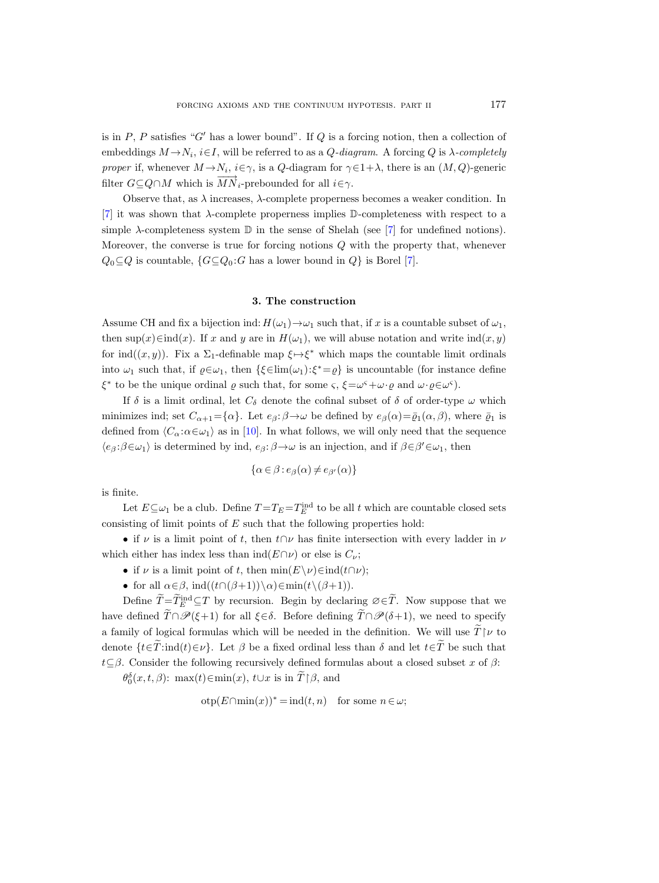is in $P$, $P$ satisfies "$G'$ has a lower bound". If $Q$ is a forcing notion, then a collection of embeddings $M \to N_i$, $i \in I$, will be referred to as a *$Q$-diagram*. A forcing $Q$ is *$\lambda$-completely proper* if, whenever $M \to N_i$, $i \in \gamma$, is a $Q$-diagram for $\gamma \in 1+\lambda$, there is an $(M, Q)$-generic filter $G \subseteq Q \cap M$ which is $\overrightarrow{MN}_i$-prebounded for all $i \in \gamma$.

Observe that, as $\lambda$ increases, $\lambda$-complete properness becomes a weaker condition. In [7] it was shown that $\lambda$-complete properness implies $\mathbb{D}$-completeness with respect to a simple $\lambda$-completeness system $\mathbb{D}$ in the sense of Shelah (see [7] for undefined notions). Moreover, the converse is true for forcing notions $Q$ with the property that, whenever $Q_0 \subseteq Q$ is countable, $\{G \subseteq Q_0 : G \text{ has a lower bound in } Q\}$ is Borel [7].

## 3. The construction

Assume CH and fix a bijection $\mathrm{ind}\colon H(\omega_1) \to \omega_1$ such that, if $x$ is a countable subset of $\omega_1$, then $\sup(x) \in \mathrm{ind}(x)$. If $x$ and $y$ are in $H(\omega_1)$, we will abuse notation and write $\mathrm{ind}(x, y)$ for $\mathrm{ind}((x, y))$. Fix a $\Sigma_1$-definable map $\xi \mapsto \xi^*$ which maps the countable limit ordinals into $\omega_1$ such that, if $\varrho \in \omega_1$, then $\{\xi \in \lim(\omega_1) : \xi^* = \varrho\}$ is uncountable (for instance define $\xi^*$ to be the unique ordinal $\varrho$ such that, for some $\varsigma$, $\xi = \omega^\varsigma + \omega \cdot \varrho$ and $\omega \cdot \varrho \in \omega^\varsigma$).

If $\delta$ is a limit ordinal, let $C_\delta$ denote the cofinal subset of $\delta$ of order-type $\omega$ which minimizes ind; set $C_{\alpha+1} = \{\alpha\}$. Let $e_\beta\colon \beta \to \omega$ be defined by $e_\beta(\alpha) = \bar{\varrho}_1(\alpha, \beta)$, where $\bar{\varrho}_1$ is defined from $\langle C_\alpha : \alpha \in \omega_1 \rangle$ as in [10]. In what follows, we will only need that the sequence $\langle e_\beta : \beta \in \omega_1 \rangle$ is determined by ind, $e_\beta\colon \beta \to \omega$ is an injection, and if $\beta \in \beta' \in \omega_1$, then

$$\{\alpha \in \beta : e_\beta(\alpha) \neq e_{\beta'}(\alpha)\}$$

is finite.

Let $E \subseteq \omega_1$ be a club. Define $T = T_E = T_E^{\mathrm{ind}}$ to be all $t$ which are countable closed sets consisting of limit points of $E$ such that the following properties hold:

- if $\nu$ is a limit point of $t$, then $t \cap \nu$ has finite intersection with every ladder in $\nu$ which either has index less than $\mathrm{ind}(E \cap \nu)$ or else is $C_\nu$;
- if $\nu$ is a limit point of $t$, then $\min(E \setminus \nu) \in \mathrm{ind}(t \cap \nu)$;
- for all $\alpha \in \beta$, $\mathrm{ind}((t \cap (\beta+1)) \setminus \alpha) \in \min(t \setminus (\beta+1))$.

Define $\widetilde{T} = \widetilde{T}_E^{\mathrm{ind}} \subseteq T$ by recursion. Begin by declaring $\varnothing \in \widetilde{T}$. Now suppose that we have defined $\widetilde{T} \cap \mathscr{P}(\xi+1)$ for all $\xi \in \delta$. Before defining $\widetilde{T} \cap \mathscr{P}(\delta+1)$, we need to specify a family of logical formulas which will be needed in the definition. We will use $\widetilde{T} \restriction \nu$ to denote $\{t \in \widetilde{T} : \mathrm{ind}(t) \in \nu\}$. Let $\beta$ be a fixed ordinal less than $\delta$ and let $t \in \widetilde{T}$ be such that $t \subseteq \beta$. Consider the following recursively defined formulas about a closed subset $x$ of $\beta$:

$\theta_0^\delta(x, t, \beta)$: $\max(t) \in \min(x)$, $t \cup x$ is in $\widetilde{T} \restriction \beta$, and

$$\mathrm{otp}(E \cap \min(x))^* = \mathrm{ind}(t, n) \quad \text{for some } n \in \omega;$$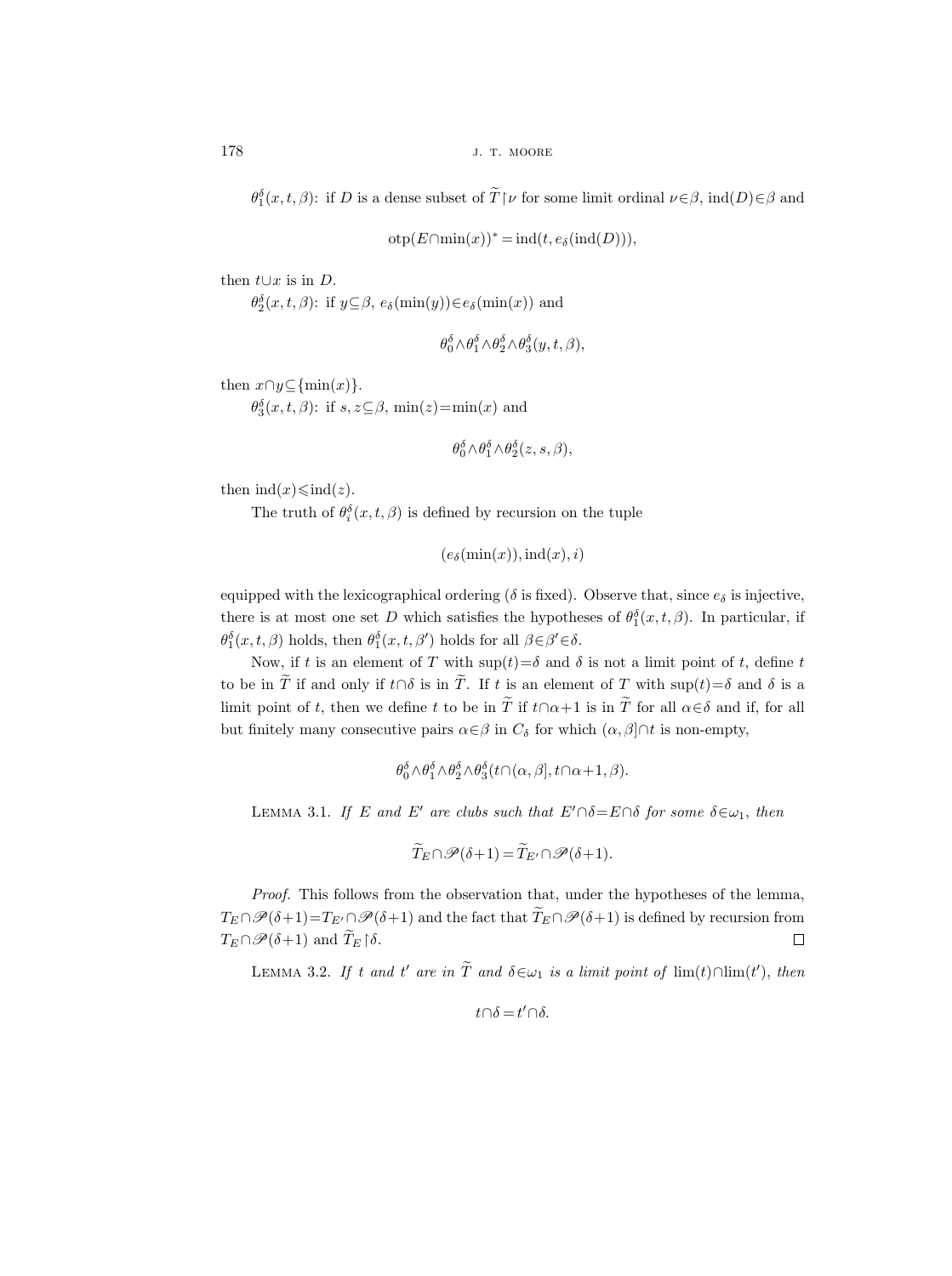$\theta_1^\delta(x,t,\beta)$: if $D$ is a dense subset of $\widetilde{T}\restriction\nu$ for some limit ordinal $\nu\in\beta$, $\mathrm{ind}(D)\in\beta$ and

$$\mathrm{otp}(E\cap\min(x))^* = \mathrm{ind}(t, e_\delta(\mathrm{ind}(D))),$$

then $t\cup x$ is in $D$.

$\theta_2^\delta(x,t,\beta)$: if $y\subseteq\beta$, $e_\delta(\min(y))\in e_\delta(\min(x))$ and

$$\theta_0^\delta\wedge\theta_1^\delta\wedge\theta_2^\delta\wedge\theta_3^\delta(y,t,\beta),$$

then $x\cap y\subseteq\{\min(x)\}$.

$\theta_3^\delta(x,t,\beta)$: if $s,z\subseteq\beta$, $\min(z)=\min(x)$ and

$$\theta_0^\delta\wedge\theta_1^\delta\wedge\theta_2^\delta(z,s,\beta),$$

then $\mathrm{ind}(x)\leqslant\mathrm{ind}(z)$.

The truth of $\theta_i^\delta(x,t,\beta)$ is defined by recursion on the tuple

$$(e_\delta(\min(x)), \mathrm{ind}(x), i)$$

equipped with the lexicographical ordering ($\delta$ is fixed). Observe that, since $e_\delta$ is injective, there is at most one set $D$ which satisfies the hypotheses of $\theta_1^\delta(x,t,\beta)$. In particular, if $\theta_1^\delta(x,t,\beta)$ holds, then $\theta_1^\delta(x,t,\beta')$ holds for all $\beta\in\beta'\in\delta$.

Now, if $t$ is an element of $T$ with $\sup(t)=\delta$ and $\delta$ is not a limit point of $t$, define $t$ to be in $\widetilde{T}$ if and only if $t\cap\delta$ is in $\widetilde{T}$. If $t$ is an element of $T$ with $\sup(t)=\delta$ and $\delta$ is a limit point of $t$, then we define $t$ to be in $\widetilde{T}$ if $t\cap\alpha+1$ is in $\widetilde{T}$ for all $\alpha\in\delta$ and if, for all but finitely many consecutive pairs $\alpha\in\beta$ in $C_\delta$ for which $(\alpha,\beta]\cap t$ is non-empty,

$$\theta_0^\delta\wedge\theta_1^\delta\wedge\theta_2^\delta\wedge\theta_3^\delta(t\cap(\alpha,\beta], t\cap\alpha+1,\beta).$$

Lemma 3.1. *If $E$ and $E'$ are clubs such that $E'\cap\delta=E\cap\delta$ for some $\delta\in\omega_1$, then*

$$\widetilde{T}_E\cap\mathscr{P}(\delta+1)=\widetilde{T}_{E'}\cap\mathscr{P}(\delta+1).$$

*Proof.* This follows from the observation that, under the hypotheses of the lemma, $T_E\cap\mathscr{P}(\delta+1)=T_{E'}\cap\mathscr{P}(\delta+1)$ and the fact that $\widetilde{T}_E\cap\mathscr{P}(\delta+1)$ is defined by recursion from $T_E\cap\mathscr{P}(\delta+1)$ and $\widetilde{T}_E\restriction\delta$. $\square$

Lemma 3.2. *If $t$ and $t'$ are in $\widetilde{T}$ and $\delta\in\omega_1$ is a limit point of $\lim(t)\cap\lim(t')$, then*

$$t\cap\delta=t'\cap\delta.$$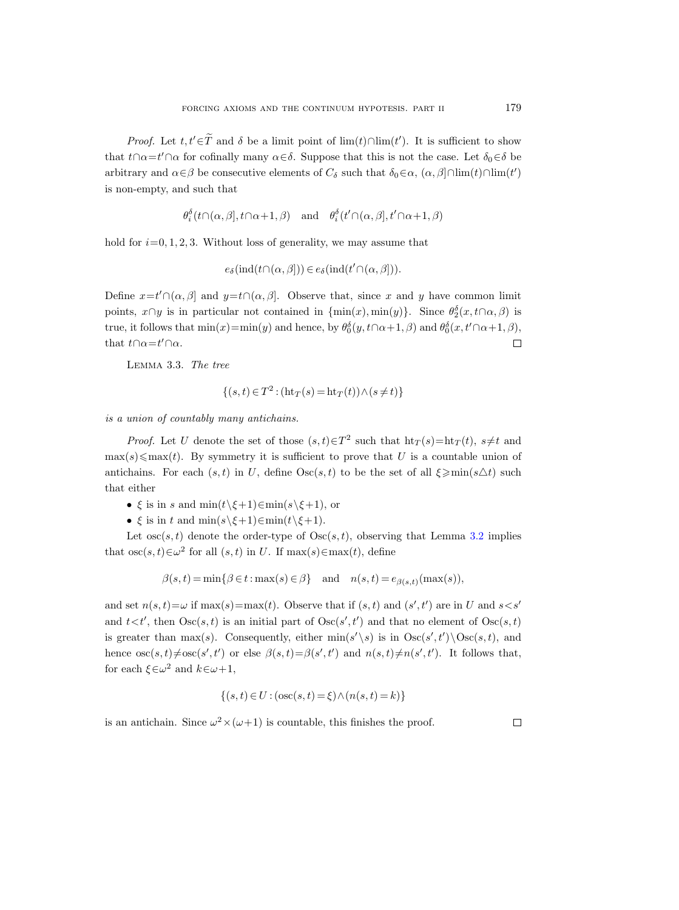*Proof.* Let $t, t' \in \widetilde{T}$ and $\delta$ be a limit point of $\lim(t) \cap \lim(t')$. It is sufficient to show that $t \cap \alpha = t' \cap \alpha$ for cofinally many $\alpha \in \delta$. Suppose that this is not the case. Let $\delta_0 \in \delta$ be arbitrary and $\alpha \in \beta$ be consecutive elements of $C_\delta$ such that $\delta_0 \in \alpha$, $(\alpha, \beta] \cap \lim(t) \cap \lim(t')$ is non-empty, and such that

$$\theta_i^\delta(t \cap (\alpha, \beta], t \cap \alpha + 1, \beta) \quad \text{and} \quad \theta_i^\delta(t' \cap (\alpha, \beta], t' \cap \alpha + 1, \beta)$$

hold for $i = 0, 1, 2, 3$. Without loss of generality, we may assume that

$$e_\delta(\operatorname{ind}(t \cap (\alpha, \beta])) \in e_\delta(\operatorname{ind}(t' \cap (\alpha, \beta])).$$

Define $x = t' \cap (\alpha, \beta]$ and $y = t \cap (\alpha, \beta]$. Observe that, since $x$ and $y$ have common limit points, $x \cap y$ is in particular not contained in $\{\min(x), \min(y)\}$. Since $\theta_2^\delta(x, t \cap \alpha, \beta)$ is true, it follows that $\min(x) = \min(y)$ and hence, by $\theta_0^\delta(y, t \cap \alpha + 1, \beta)$ and $\theta_0^\delta(x, t' \cap \alpha + 1, \beta)$, that $t \cap \alpha = t' \cap \alpha$. $\square$

Lemma 3.3. *The tree*

$$\{(s, t) \in T^2 : (\operatorname{ht}_T(s) = \operatorname{ht}_T(t)) \wedge (s \neq t)\}$$

*is a union of countably many antichains.*

*Proof.* Let $U$ denote the set of those $(s, t) \in T^2$ such that $\operatorname{ht}_T(s) = \operatorname{ht}_T(t)$, $s \neq t$ and $\max(s) \leqslant \max(t)$. By symmetry it is sufficient to prove that $U$ is a countable union of antichains. For each $(s, t)$ in $U$, define $\operatorname{Osc}(s, t)$ to be the set of all $\xi \geqslant \min(s \triangle t)$ such that either

- $\xi$ is in $s$ and $\min(t \setminus \xi + 1) \in \min(s \setminus \xi + 1)$, or
- $\xi$ is in $t$ and $\min(s \setminus \xi + 1) \in \min(t \setminus \xi + 1)$.

Let $\operatorname{osc}(s, t)$ denote the order-type of $\operatorname{Osc}(s, t)$, observing that Lemma 3.2 implies that $\operatorname{osc}(s, t) \in \omega^2$ for all $(s, t)$ in $U$. If $\max(s) \in \max(t)$, define

$$\beta(s, t) = \min\{\beta \in t : \max(s) \in \beta\} \quad \text{and} \quad n(s, t) = e_{\beta(s,t)}(\max(s)),$$

and set $n(s, t) = \omega$ if $\max(s) = \max(t)$. Observe that if $(s, t)$ and $(s', t')$ are in $U$ and $s < s'$ and $t < t'$, then $\operatorname{Osc}(s, t)$ is an initial part of $\operatorname{Osc}(s', t')$ and that no element of $\operatorname{Osc}(s, t)$ is greater than $\max(s)$. Consequently, either $\min(s' \setminus s)$ is in $\operatorname{Osc}(s', t') \setminus \operatorname{Osc}(s, t)$, and hence $\operatorname{osc}(s, t) \neq \operatorname{osc}(s', t')$ or else $\beta(s, t) = \beta(s', t')$ and $n(s, t) \neq n(s', t')$. It follows that, for each $\xi \in \omega^2$ and $k \in \omega + 1$,

$$\{(s, t) \in U : (\operatorname{osc}(s, t) = \xi) \wedge (n(s, t) = k)\}$$

is an antichain. Since $\omega^2 \times (\omega + 1)$ is countable, this finishes the proof. $\square$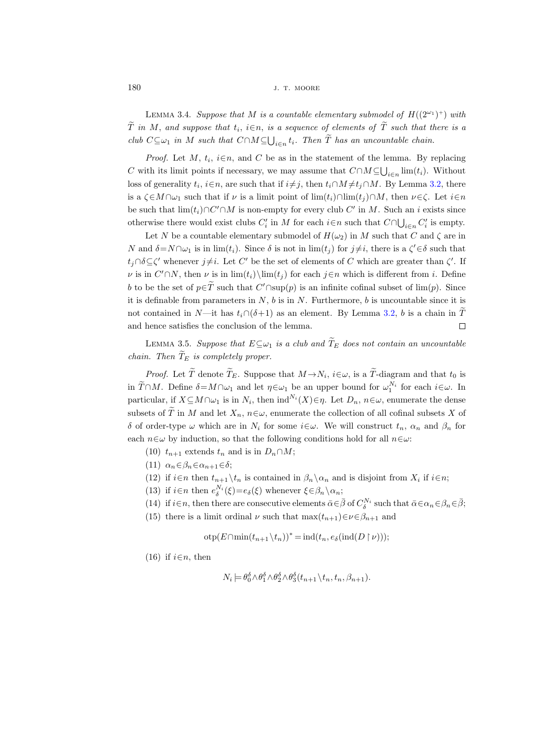Lemma 3.4. *Suppose that $M$ is a countable elementary submodel of $H((2^{\omega_1})^+)$ with $\widetilde{T}$ in $M$, and suppose that $t_i$, $i\in n$, is a sequence of elements of $\widetilde{T}$ such that there is a club $C\subseteq\omega_1$ in $M$ such that $C\cap M\subseteq\bigcup_{i\in n} t_i$. Then $\widetilde{T}$ has an uncountable chain.*

*Proof.* Let $M$, $t_i$, $i\in n$, and $C$ be as in the statement of the lemma. By replacing $C$ with its limit points if necessary, we may assume that $C\cap M\subseteq\bigcup_{i\in n}\lim(t_i)$. Without loss of generality $t_i$, $i\in n$, are such that if $i\neq j$, then $t_i\cap M\neq t_j\cap M$. By Lemma 3.2, there is a $\zeta\in M\cap\omega_1$ such that if $\nu$ is a limit point of $\lim(t_i)\cap\lim(t_j)\cap M$, then $\nu\in\zeta$. Let $i\in n$ be such that $\lim(t_i)\cap C'\cap M$ is non-empty for every club $C'$ in $M$. Such an $i$ exists since otherwise there would exist clubs $C'_i$ in $M$ for each $i\in n$ such that $C\cap\bigcup_{i\in n} C'_i$ is empty.

Let $N$ be a countable elementary submodel of $H(\omega_2)$ in $M$ such that $C$ and $\zeta$ are in $N$ and $\delta=N\cap\omega_1$ is in $\lim(t_i)$. Since $\delta$ is not in $\lim(t_j)$ for $j\neq i$, there is a $\zeta'\in\delta$ such that $t_j\cap\delta\subseteq\zeta'$ whenever $j\neq i$. Let $C'$ be the set of elements of $C$ which are greater than $\zeta'$. If $\nu$ is in $C'\cap N$, then $\nu$ is in $\lim(t_i)\setminus\lim(t_j)$ for each $j\in n$ which is different from $i$. Define $b$ to be the set of $p\in\widetilde{T}$ such that $C'\cap\sup(p)$ is an infinite cofinal subset of $\lim(p)$. Since it is definable from parameters in $N$, $b$ is in $N$. Furthermore, $b$ is uncountable since it is not contained in $N$—it has $t_i\cap(\delta+1)$ as an element. By Lemma 3.2, $b$ is a chain in $\widetilde{T}$ and hence satisfies the conclusion of the lemma. □

Lemma 3.5. *Suppose that $E\subseteq\omega_1$ is a club and $\widetilde{T}_E$ does not contain an uncountable chain. Then $\widetilde{T}_E$ is completely proper.*

*Proof.* Let $\widetilde{T}$ denote $\widetilde{T}_E$. Suppose that $M\to N_i$, $i\in\omega$, is a $\widetilde{T}$-diagram and that $t_0$ is in $\widetilde{T}\cap M$. Define $\delta=M\cap\omega_1$ and let $\eta\in\omega_1$ be an upper bound for $\omega_1^{N_i}$ for each $i\in\omega$. In particular, if $X\subseteq M\cap\omega_1$ is in $N_i$, then $\operatorname{ind}^{N_i}(X)\in\eta$. Let $D_n$, $n\in\omega$, enumerate the dense subsets of $\widetilde{T}$ in $M$ and let $X_n$, $n\in\omega$, enumerate the collection of all cofinal subsets $X$ of $\delta$ of order-type $\omega$ which are in $N_i$ for some $i\in\omega$. We will construct $t_n$, $\alpha_n$ and $\beta_n$ for each $n\in\omega$ by induction, so that the following conditions hold for all $n\in\omega$:

(10) $t_{n+1}$ extends $t_n$ and is in $D_n\cap M$;

(11) $\alpha_n\in\beta_n\in\alpha_{n+1}\in\delta$;

(12) if $i\in n$ then $t_{n+1}\setminus t_n$ is contained in $\beta_n\setminus\alpha_n$ and is disjoint from $X_i$ if $i\in n$;

(13) if $i\in n$ then $e_\delta^{N_i}(\xi)=e_\delta(\xi)$ whenever $\xi\in\beta_n\setminus\alpha_n$;

(14) if $i\in n$, then there are consecutive elements $\bar\alpha\in\bar\beta$ of $C_\delta^{N_i}$ such that $\bar\alpha\in\alpha_n\in\beta_n\in\bar\beta$;

(15) there is a limit ordinal $\nu$ such that $\max(t_{n+1})\in\nu\in\beta_{n+1}$ and

$$\operatorname{otp}(E\cap\min(t_{n+1}\setminus t_n))^*=\operatorname{ind}(t_n,e_\delta(\operatorname{ind}(D\restriction\nu)));$$

(16) if $i\in n$, then

$$N_i\models\theta_0^\delta\wedge\theta_1^\delta\wedge\theta_2^\delta\wedge\theta_3^\delta(t_{n+1}\setminus t_n,t_n,\beta_{n+1}).$$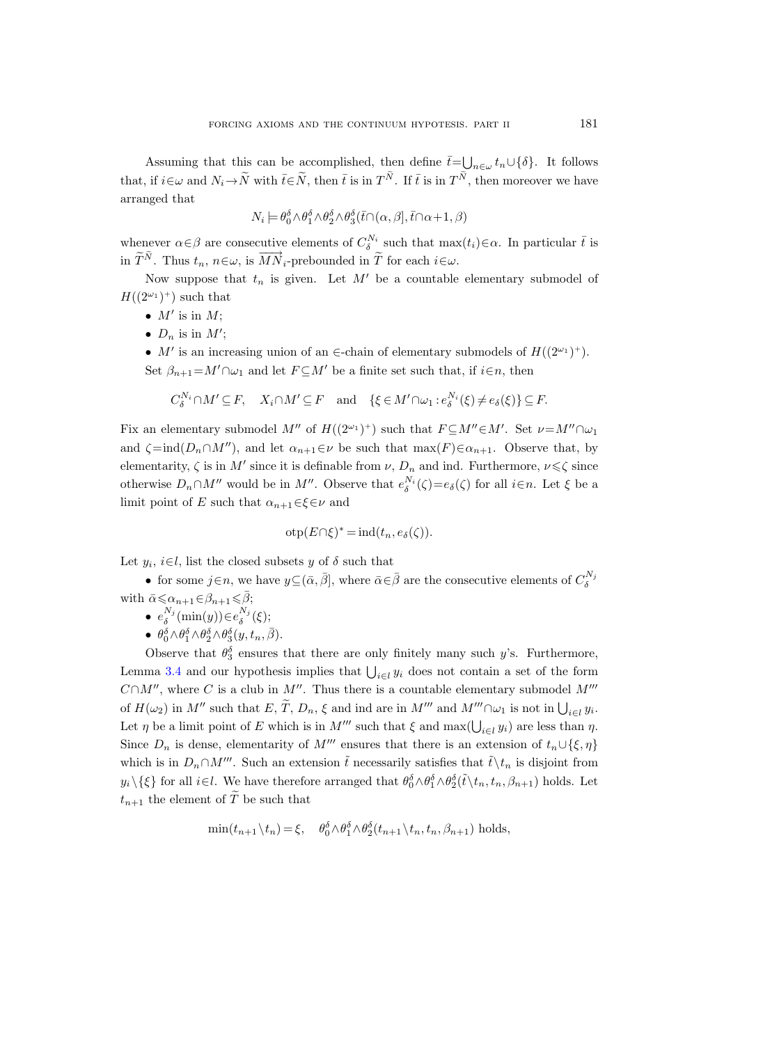Assuming that this can be accomplished, then define $\bar{t}=\bigcup_{n\in\omega} t_n\cup\{\delta\}$. It follows that, if $i\in\omega$ and $N_i\to\widetilde{N}$ with $\bar{t}\in\widetilde{N}$, then $\bar{t}$ is in $T^{\tilde{N}}$. If $\bar{t}$ is in $T^{\tilde{N}}$, then moreover we have arranged that

$$N_i\models\theta_0^\delta\wedge\theta_1^\delta\wedge\theta_2^\delta\wedge\theta_3^\delta(\bar{t}\cap(\alpha,\beta],\bar{t}\cap\alpha+1,\beta)$$

whenever $\alpha\in\beta$ are consecutive elements of $C_\delta^{N_i}$ such that $\max(t_i)\in\alpha$. In particular $\bar{t}$ is in $\widetilde{T}^{\tilde{N}}$. Thus $t_n$, $n\in\omega$, is $\overrightarrow{MN}_i$-prebounded in $\widetilde{T}$ for each $i\in\omega$.

Now suppose that $t_n$ is given. Let $M'$ be a countable elementary submodel of $H((2^{\omega_1})^+)$ such that

- $M'$ is in $M$;
- $D_n$ is in $M'$;
- $M'$ is an increasing union of an $\in$-chain of elementary submodels of $H((2^{\omega_1})^+)$.

Set $\beta_{n+1}=M'\cap\omega_1$ and let $F\subseteq M'$ be a finite set such that, if $i\in n$, then

$$C_\delta^{N_i}\cap M'\subseteq F,\quad X_i\cap M'\subseteq F\quad\text{and}\quad\{\xi\in M'\cap\omega_1:e_\delta^{N_i}(\xi)\neq e_\delta(\xi)\}\subseteq F.$$

Fix an elementary submodel $M''$ of $H((2^{\omega_1})^+)$ such that $F\subseteq M''\in M'$. Set $\nu=M''\cap\omega_1$ and $\zeta=\operatorname{ind}(D_n\cap M'')$, and let $\alpha_{n+1}\in\nu$ be such that $\max(F)\in\alpha_{n+1}$. Observe that, by elementarity, $\zeta$ is in $M'$ since it is definable from $\nu$, $D_n$ and ind. Furthermore, $\nu\leqslant\zeta$ since otherwise $D_n\cap M''$ would be in $M''$. Observe that $e_\delta^{N_i}(\zeta)=e_\delta(\zeta)$ for all $i\in n$. Let $\xi$ be a limit point of $E$ such that $\alpha_{n+1}\in\xi\in\nu$ and

$$\operatorname{otp}(E\cap\xi)^*=\operatorname{ind}(t_n,e_\delta(\zeta)).$$

Let $y_i$, $i\in l$, list the closed subsets $y$ of $\delta$ such that

- for some $j\in n$, we have $y\subseteq(\bar{\alpha},\bar{\beta}]$, where $\bar{\alpha}\in\bar{\beta}$ are the consecutive elements of $C_\delta^{N_j}$ with $\bar{\alpha}\leqslant\alpha_{n+1}\in\beta_{n+1}\leqslant\bar{\beta}$;
- $e_\delta^{N_j}(\min(y))\in e_\delta^{N_j}(\xi)$;
- $\theta_0^\delta\wedge\theta_1^\delta\wedge\theta_2^\delta\wedge\theta_3^\delta(y,t_n,\bar{\beta})$.

Observe that $\theta_3^\delta$ ensures that there are only finitely many such $y$'s. Furthermore, Lemma 3.4 and our hypothesis implies that $\bigcup_{i\in l}y_i$ does not contain a set of the form $C\cap M''$, where $C$ is a club in $M''$. Thus there is a countable elementary submodel $M'''$ of $H(\omega_2)$ in $M''$ such that $E$, $\widetilde{T}$, $D_n$, $\xi$ and ind are in $M'''$ and $M'''\cap\omega_1$ is not in $\bigcup_{i\in l}y_i$. Let $\eta$ be a limit point of $E$ which is in $M'''$ such that $\xi$ and $\max(\bigcup_{i\in l}y_i)$ are less than $\eta$. Since $D_n$ is dense, elementarity of $M'''$ ensures that there is an extension of $t_n\cup\{\xi,\eta\}$ which is in $D_n\cap M'''$. Such an extension $\tilde{t}$ necessarily satisfies that $\tilde{t}\setminus t_n$ is disjoint from $y_i\setminus\{\xi\}$ for all $i\in l$. We have therefore arranged that $\theta_0^\delta\wedge\theta_1^\delta\wedge\theta_2^\delta(\tilde{t}\setminus t_n,t_n,\beta_{n+1})$ holds. Let $t_{n+1}$ the element of $\widetilde{T}$ be such that

$$\min(t_{n+1}\setminus t_n)=\xi,\quad\theta_0^\delta\wedge\theta_1^\delta\wedge\theta_2^\delta(t_{n+1}\setminus t_n,t_n,\beta_{n+1})\text{ holds,}$$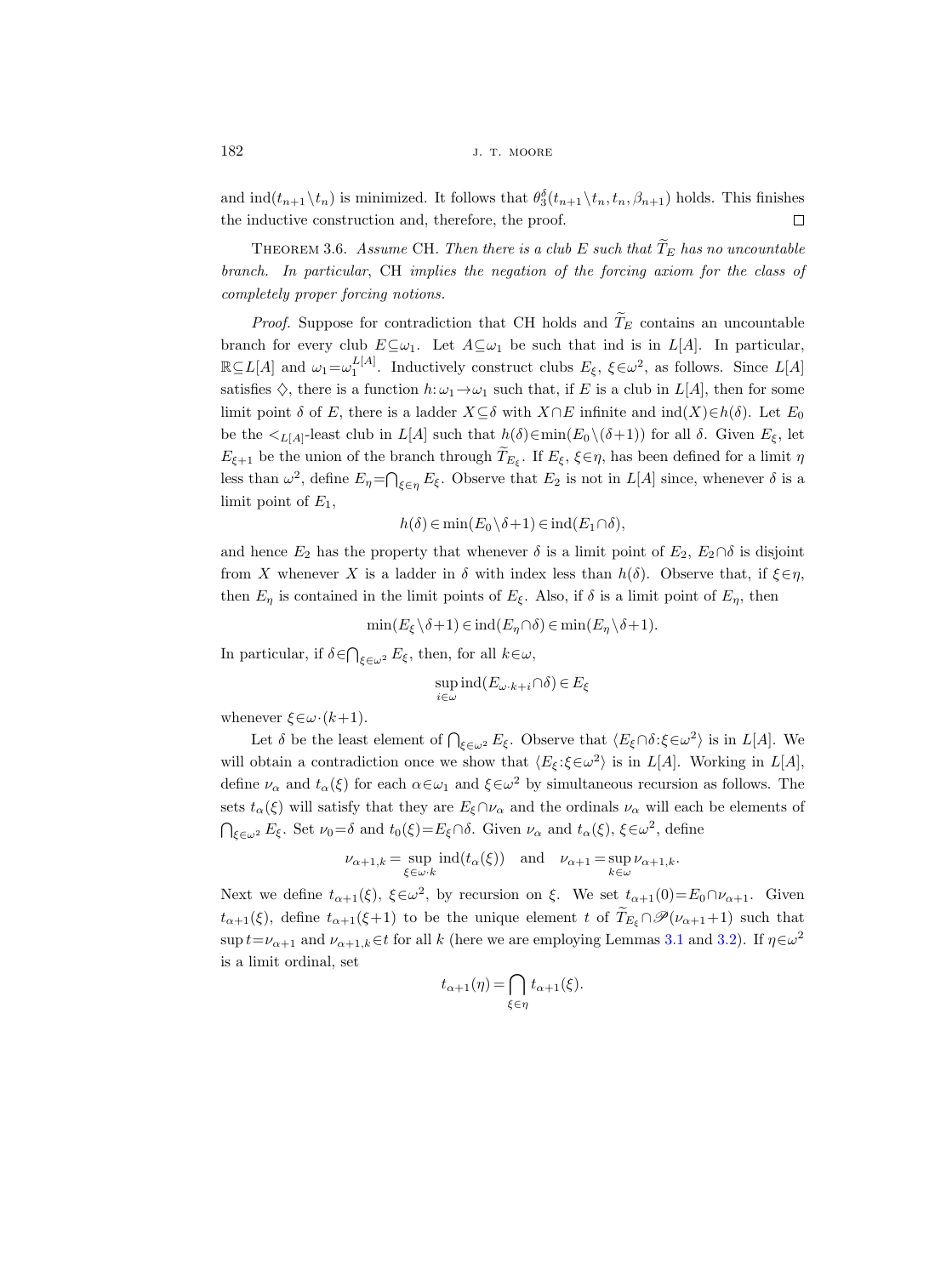and $\operatorname{ind}(t_{n+1}\setminus t_n)$ is minimized. It follows that $\theta_3^\delta(t_{n+1}\setminus t_n, t_n, \beta_{n+1})$ holds. This finishes the inductive construction and, therefore, the proof. $\square$

Theorem 3.6. *Assume* CH. *Then there is a club $E$ such that $\widetilde{T}_E$ has no uncountable branch. In particular,* CH *implies the negation of the forcing axiom for the class of completely proper forcing notions.*

*Proof.* Suppose for contradiction that CH holds and $\widetilde{T}_E$ contains an uncountable branch for every club $E\subseteq\omega_1$. Let $A\subseteq\omega_1$ be such that ind is in $L[A]$. In particular, $\mathbb{R}\subseteq L[A]$ and $\omega_1=\omega_1^{L[A]}$. Inductively construct clubs $E_\xi$, $\xi\in\omega^2$, as follows. Since $L[A]$ satisfies $\diamondsuit$, there is a function $h:\omega_1\to\omega_1$ such that, if $E$ is a club in $L[A]$, then for some limit point $\delta$ of $E$, there is a ladder $X\subseteq\delta$ with $X\cap E$ infinite and $\operatorname{ind}(X)\in h(\delta)$. Let $E_0$ be the $<_{L[A]}$-least club in $L[A]$ such that $h(\delta)\in\min(E_0\setminus(\delta+1))$ for all $\delta$. Given $E_\xi$, let $E_{\xi+1}$ be the union of the branch through $\widetilde{T}_{E_\xi}$. If $E_\xi$, $\xi\in\eta$, has been defined for a limit $\eta$ less than $\omega^2$, define $E_\eta=\bigcap_{\xi\in\eta}E_\xi$. Observe that $E_2$ is not in $L[A]$ since, whenever $\delta$ is a limit point of $E_1$,

$$h(\delta)\in\min(E_0\setminus\delta+1)\in\operatorname{ind}(E_1\cap\delta),$$

and hence $E_2$ has the property that whenever $\delta$ is a limit point of $E_2$, $E_2\cap\delta$ is disjoint from $X$ whenever $X$ is a ladder in $\delta$ with index less than $h(\delta)$. Observe that, if $\xi\in\eta$, then $E_\eta$ is contained in the limit points of $E_\xi$. Also, if $\delta$ is a limit point of $E_\eta$, then

$$\min(E_\xi\setminus\delta+1)\in\operatorname{ind}(E_\eta\cap\delta)\in\min(E_\eta\setminus\delta+1).$$

In particular, if $\delta\in\bigcap_{\xi\in\omega^2}E_\xi$, then, for all $k\in\omega$,

$$\sup_{i\in\omega}\operatorname{ind}(E_{\omega\cdot k+i}\cap\delta)\in E_\xi$$

whenever $\xi\in\omega\cdot(k+1)$.

Let $\delta$ be the least element of $\bigcap_{\xi\in\omega^2}E_\xi$. Observe that $\langle E_\xi\cap\delta:\xi\in\omega^2\rangle$ is in $L[A]$. We will obtain a contradiction once we show that $\langle E_\xi:\xi\in\omega^2\rangle$ is in $L[A]$. Working in $L[A]$, define $\nu_\alpha$ and $t_\alpha(\xi)$ for each $\alpha\in\omega_1$ and $\xi\in\omega^2$ by simultaneous recursion as follows. The sets $t_\alpha(\xi)$ will satisfy that they are $E_\xi\cap\nu_\alpha$ and the ordinals $\nu_\alpha$ will each be elements of $\bigcap_{\xi\in\omega^2}E_\xi$. Set $\nu_0=\delta$ and $t_0(\xi)=E_\xi\cap\delta$. Given $\nu_\alpha$ and $t_\alpha(\xi)$, $\xi\in\omega^2$, define

$$\nu_{\alpha+1,k}=\sup_{\xi\in\omega\cdot k}\operatorname{ind}(t_\alpha(\xi))\quad\text{and}\quad\nu_{\alpha+1}=\sup_{k\in\omega}\nu_{\alpha+1,k}.$$

Next we define $t_{\alpha+1}(\xi)$, $\xi\in\omega^2$, by recursion on $\xi$. We set $t_{\alpha+1}(0)=E_0\cap\nu_{\alpha+1}$. Given $t_{\alpha+1}(\xi)$, define $t_{\alpha+1}(\xi+1)$ to be the unique element $t$ of $\widetilde{T}_{E_\xi}\cap\mathscr{P}(\nu_{\alpha+1}+1)$ such that $\sup t=\nu_{\alpha+1}$ and $\nu_{\alpha+1,k}\in t$ for all $k$ (here we are employing Lemmas 3.1 and 3.2). If $\eta\in\omega^2$ is a limit ordinal, set

$$t_{\alpha+1}(\eta)=\bigcap_{\xi\in\eta}t_{\alpha+1}(\xi).$$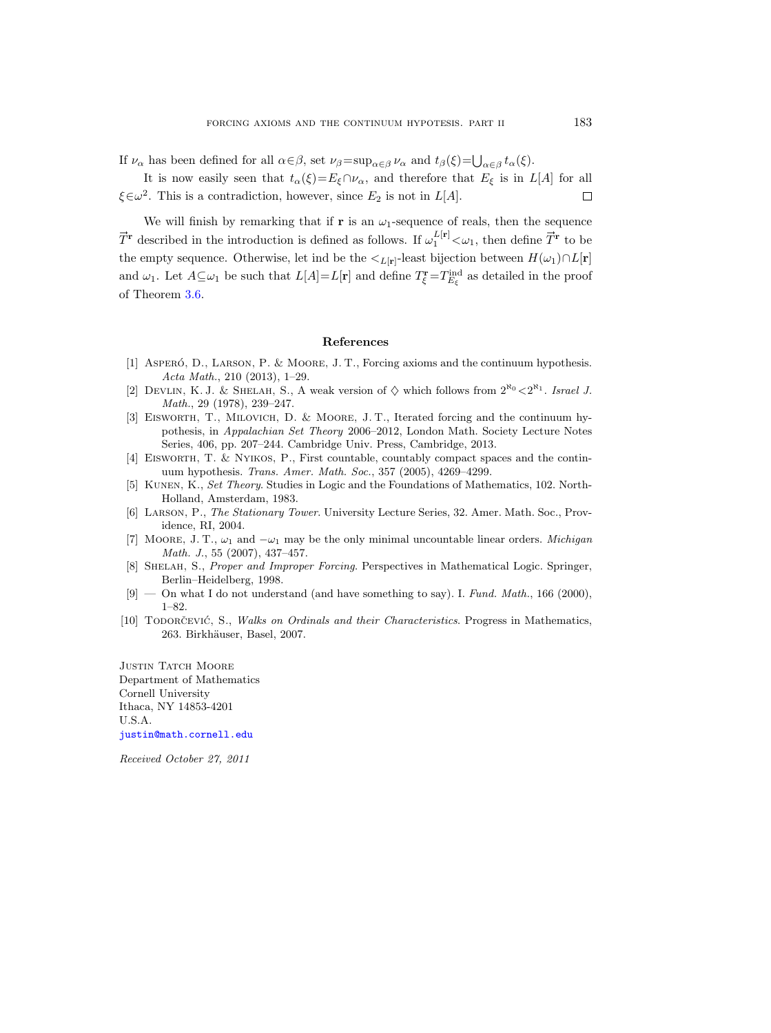If $\nu_\alpha$ has been defined for all $\alpha \in \beta$, set $\nu_\beta = \sup_{\alpha\in\beta} \nu_\alpha$ and $t_\beta(\xi) = \bigcup_{\alpha\in\beta} t_\alpha(\xi)$.

It is now easily seen that $t_\alpha(\xi) = E_\xi \cap \nu_\alpha$, and therefore that $E_\xi$ is in $L[A]$ for all $\xi \in \omega^2$. This is a contradiction, however, since $E_2$ is not in $L[A]$. □

We will finish by remarking that if $\mathbf{r}$ is an $\omega_1$-sequence of reals, then the sequence $\vec{T}^{\mathbf{r}}$ described in the introduction is defined as follows. If $\omega_1^{L[\mathbf{r}]} < \omega_1$, then define $\vec{T}^{\mathbf{r}}$ to be the empty sequence. Otherwise, let ind be the $<_{L[\mathbf{r}]}$-least bijection between $H(\omega_1) \cap L[\mathbf{r}]$ and $\omega_1$. Let $A \subseteq \omega_1$ be such that $L[A] = L[\mathbf{r}]$ and define $T^{\mathbf{r}}_\xi = T^{\mathrm{ind}}_{E_\xi}$ as detailed in the proof of Theorem 3.6.

## References

[1] Asperó, D., Larson, P. & Moore, J. T., Forcing axioms and the continuum hypothesis. *Acta Math.*, 210 (2013), 1–29.

[2] Devlin, K. J. & Shelah, S., A weak version of $\diamondsuit$ which follows from $2^{\aleph_0} < 2^{\aleph_1}$. *Israel J. Math.*, 29 (1978), 239–247.

[3] Eisworth, T., Milovich, D. & Moore, J. T., Iterated forcing and the continuum hypothesis, in *Appalachian Set Theory* 2006–2012, London Math. Society Lecture Notes Series, 406, pp. 207–244. Cambridge Univ. Press, Cambridge, 2013.

[4] Eisworth, T. & Nyikos, P., First countable, countably compact spaces and the continuum hypothesis. *Trans. Amer. Math. Soc.*, 357 (2005), 4269–4299.

[5] Kunen, K., *Set Theory*. Studies in Logic and the Foundations of Mathematics, 102. North-Holland, Amsterdam, 1983.

[6] Larson, P., *The Stationary Tower*. University Lecture Series, 32. Amer. Math. Soc., Providence, RI, 2004.

[7] Moore, J. T., $\omega_1$ and $-\omega_1$ may be the only minimal uncountable linear orders. *Michigan Math. J.*, 55 (2007), 437–457.

[8] Shelah, S., *Proper and Improper Forcing*. Perspectives in Mathematical Logic. Springer, Berlin–Heidelberg, 1998.

[9] — On what I do not understand (and have something to say). I. *Fund. Math.*, 166 (2000), 1–82.

[10] Todorčević, S., *Walks on Ordinals and their Characteristics*. Progress in Mathematics, 263. Birkhäuser, Basel, 2007.

Justin Tatch Moore
Department of Mathematics
Cornell University
Ithaca, NY 14853-4201
U.S.A.
justin@math.cornell.edu

*Received October 27, 2011*